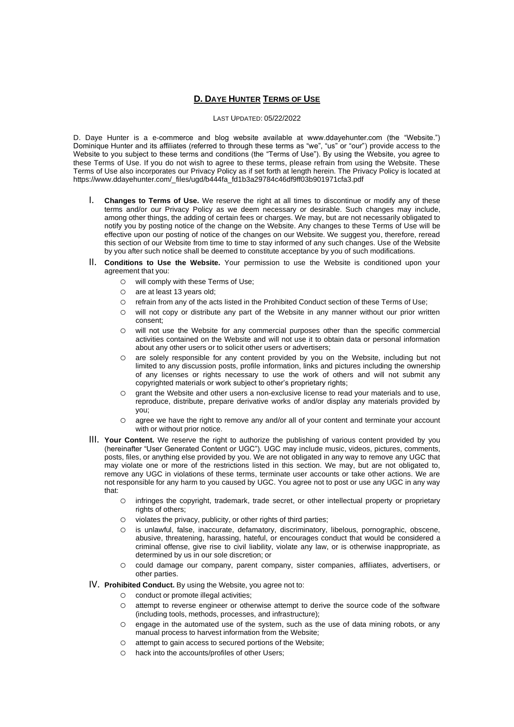# D. DAYE HUNTER TERMS OF USE

LAST UPDATED: 05/22/2022

D. Daye Hunter is a e-commerce and blog website available at www.ddayehunter.com (the "Website.") Dominique Hunter and its affiliates (referred to through these terms as "we", "us" or "our") provide access to the Website to you subject to these terms and conditions (the "Terms of Use"). By using the Website, you agree to these Terms of Use. If you do not wish to agree to these terms, please refrain from using the Website. These Terms of Use also incorporates our Privacy Policy as if set forth at length herein. The Privacy Policy is located at https://www.ddayehunter.com/_files/ugd/b444fa_fd1b3a29784c46df9ff03b901971cfa3.pdf

I. **Changes to Terms of Use.** We reserve the right at all times to discontinue or modify any of these terms and/or our Privacy Policy as we deem necessary or desirable. Such changes may include, among other things, the adding of certain fees or charges. We may, but are not necessarily obligated to notify you by posting notice of the change on the Website. Any changes to these Terms of Use will be effective upon our posting of notice of the changes on our Website. We suggest you, therefore, reread this section of our Website from time to time to stay informed of any such changes. Use of the Website by you after such notice shall be deemed to constitute acceptance by you of such modifications.

II. **Conditions to Use the Website.** Your permission to use the Website is conditioned upon your agreement that you:
   - will comply with these Terms of Use;
   - are at least 13 years old;
   - refrain from any of the acts listed in the Prohibited Conduct section of these Terms of Use;
   - will not copy or distribute any part of the Website in any manner without our prior written consent;
   - will not use the Website for any commercial purposes other than the specific commercial activities contained on the Website and will not use it to obtain data or personal information about any other users or to solicit other users or advertisers;
   - are solely responsible for any content provided by you on the Website, including but not limited to any discussion posts, profile information, links and pictures including the ownership of any licenses or rights necessary to use the work of others and will not submit any copyrighted materials or work subject to other's proprietary rights;
   - grant the Website and other users a non-exclusive license to read your materials and to use, reproduce, distribute, prepare derivative works of and/or display any materials provided by you;
   - agree we have the right to remove any and/or all of your content and terminate your account with or without prior notice.

III. **Your Content.** We reserve the right to authorize the publishing of various content provided by you (hereinafter "User Generated Content or UGC"). UGC may include music, videos, pictures, comments, posts, files, or anything else provided by you. We are not obligated in any way to remove any UGC that may violate one or more of the restrictions listed in this section. We may, but are not obligated to, remove any UGC in violations of these terms, terminate user accounts or take other actions. We are not responsible for any harm to you caused by UGC. You agree not to post or use any UGC in any way that:
   - infringes the copyright, trademark, trade secret, or other intellectual property or proprietary rights of others;
   - violates the privacy, publicity, or other rights of third parties;
   - is unlawful, false, inaccurate, defamatory, discriminatory, libelous, pornographic, obscene, abusive, threatening, harassing, hateful, or encourages conduct that would be considered a criminal offense, give rise to civil liability, violate any law, or is otherwise inappropriate, as determined by us in our sole discretion; or
   - could damage our company, parent company, sister companies, affiliates, advertisers, or other parties.

IV. **Prohibited Conduct.** By using the Website, you agree not to:
   - conduct or promote illegal activities;
   - attempt to reverse engineer or otherwise attempt to derive the source code of the software (including tools, methods, processes, and infrastructure);
   - engage in the automated use of the system, such as the use of data mining robots, or any manual process to harvest information from the Website;
   - attempt to gain access to secured portions of the Website;
   - hack into the accounts/profiles of other Users;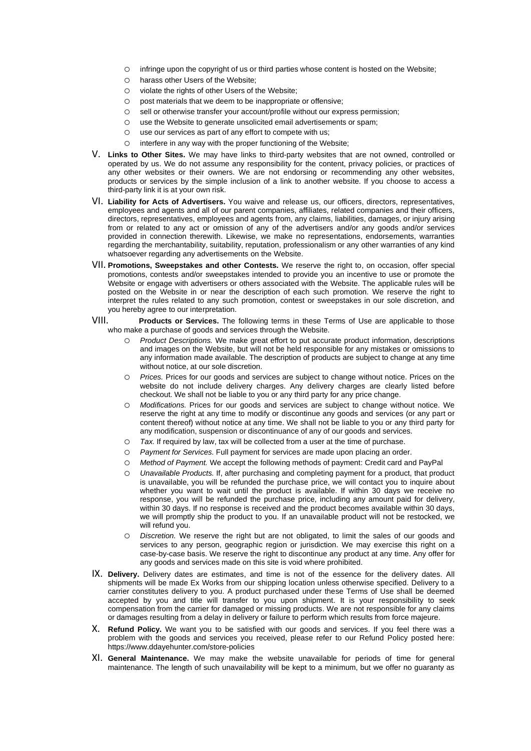- infringe upon the copyright of us or third parties whose content is hosted on the Website;
- harass other Users of the Website;
- violate the rights of other Users of the Website;
- post materials that we deem to be inappropriate or offensive;
- sell or otherwise transfer your account/profile without our express permission;
- use the Website to generate unsolicited email advertisements or spam;
- use our services as part of any effort to compete with us;
- interfere in any way with the proper functioning of the Website;

V. **Links to Other Sites.** We may have links to third-party websites that are not owned, controlled or operated by us. We do not assume any responsibility for the content, privacy policies, or practices of any other websites or their owners. We are not endorsing or recommending any other websites, products or services by the simple inclusion of a link to another website. If you choose to access a third-party link it is at your own risk.

VI. **Liability for Acts of Advertisers.** You waive and release us, our officers, directors, representatives, employees and agents and all of our parent companies, affiliates, related companies and their officers, directors, representatives, employees and agents from, any claims, liabilities, damages, or injury arising from or related to any act or omission of any of the advertisers and/or any goods and/or services provided in connection therewith. Likewise, we make no representations, endorsements, warranties regarding the merchantability, suitability, reputation, professionalism or any other warranties of any kind whatsoever regarding any advertisements on the Website.

VII. **Promotions, Sweepstakes and other Contests.** We reserve the right to, on occasion, offer special promotions, contests and/or sweepstakes intended to provide you an incentive to use or promote the Website or engage with advertisers or others associated with the Website. The applicable rules will be posted on the Website in or near the description of each such promotion. We reserve the right to interpret the rules related to any such promotion, contest or sweepstakes in our sole discretion, and you hereby agree to our interpretation.

VIII. **Products or Services.** The following terms in these Terms of Use are applicable to those who make a purchase of goods and services through the Website.

- *Product Descriptions.* We make great effort to put accurate product information, descriptions and images on the Website, but will not be held responsible for any mistakes or omissions to any information made available. The description of products are subject to change at any time without notice, at our sole discretion.
- *Prices.* Prices for our goods and services are subject to change without notice. Prices on the website do not include delivery charges. Any delivery charges are clearly listed before checkout. We shall not be liable to you or any third party for any price change.
- *Modifications.* Prices for our goods and services are subject to change without notice. We reserve the right at any time to modify or discontinue any goods and services (or any part or content thereof) without notice at any time. We shall not be liable to you or any third party for any modification, suspension or discontinuance of any of our goods and services.
- *Tax.* If required by law, tax will be collected from a user at the time of purchase.
- *Payment for Services.* Full payment for services are made upon placing an order.
- *Method of Payment.* We accept the following methods of payment: Credit card and PayPal
- *Unavailable Products.* If, after purchasing and completing payment for a product, that product is unavailable, you will be refunded the purchase price, we will contact you to inquire about whether you want to wait until the product is available. If within 30 days we receive no response, you will be refunded the purchase price, including any amount paid for delivery, within 30 days. If no response is received and the product becomes available within 30 days, we will promptly ship the product to you. If an unavailable product will not be restocked, we will refund you.
- *Discretion.* We reserve the right but are not obligated, to limit the sales of our goods and services to any person, geographic region or jurisdiction. We may exercise this right on a case-by-case basis. We reserve the right to discontinue any product at any time. Any offer for any goods and services made on this site is void where prohibited.

IX. **Delivery.** Delivery dates are estimates, and time is not of the essence for the delivery dates. All shipments will be made Ex Works from our shipping location unless otherwise specified. Delivery to a carrier constitutes delivery to you. A product purchased under these Terms of Use shall be deemed accepted by you and title will transfer to you upon shipment. It is your responsibility to seek compensation from the carrier for damaged or missing products. We are not responsible for any claims or damages resulting from a delay in delivery or failure to perform which results from force majeure.

X. **Refund Policy.** We want you to be satisfied with our goods and services. If you feel there was a problem with the goods and services you received, please refer to our Refund Policy posted here: https://www.ddayehunter.com/store-policies

XI. **General Maintenance.** We may make the website unavailable for periods of time for general maintenance. The length of such unavailability will be kept to a minimum, but we offer no guaranty as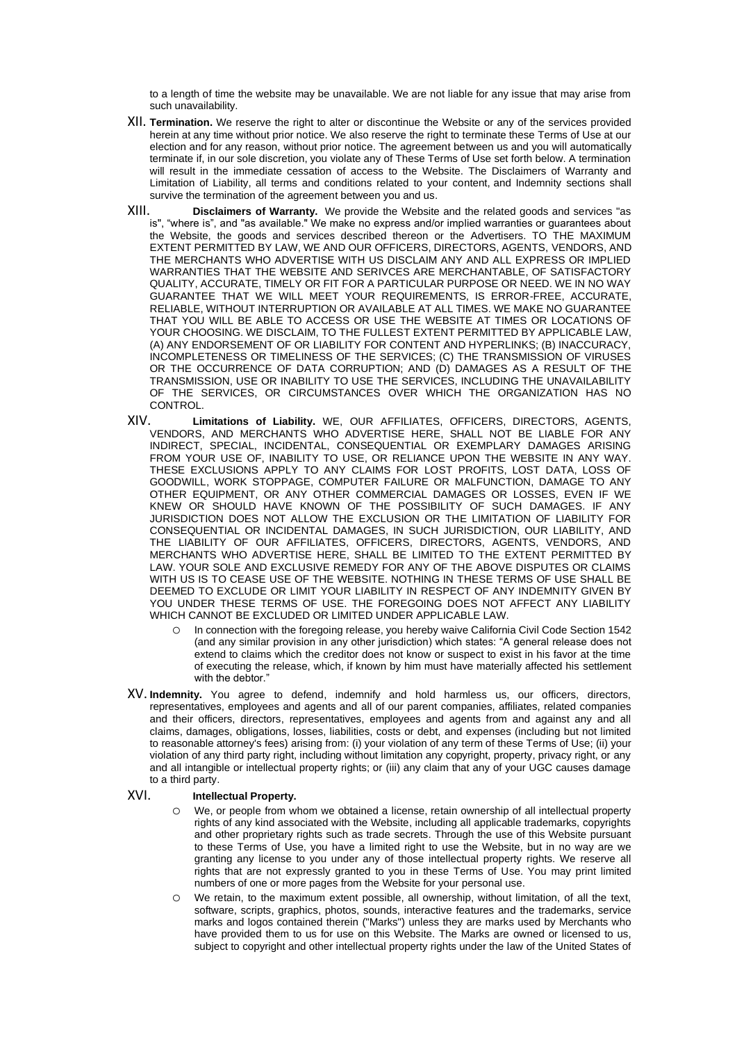to a length of time the website may be unavailable. We are not liable for any issue that may arise from such unavailability.

XII. **Termination.** We reserve the right to alter or discontinue the Website or any of the services provided herein at any time without prior notice. We also reserve the right to terminate these Terms of Use at our election and for any reason, without prior notice. The agreement between us and you will automatically terminate if, in our sole discretion, you violate any of These Terms of Use set forth below. A termination will result in the immediate cessation of access to the Website. The Disclaimers of Warranty and Limitation of Liability, all terms and conditions related to your content, and Indemnity sections shall survive the termination of the agreement between you and us.

XIII. **Disclaimers of Warranty.** We provide the Website and the related goods and services "as is", "where is", and "as available." We make no express and/or implied warranties or guarantees about the Website, the goods and services described thereon or the Advertisers. TO THE MAXIMUM EXTENT PERMITTED BY LAW, WE AND OUR OFFICERS, DIRECTORS, AGENTS, VENDORS, AND THE MERCHANTS WHO ADVERTISE WITH US DISCLAIM ANY AND ALL EXPRESS OR IMPLIED WARRANTIES THAT THE WEBSITE AND SERIVCES ARE MERCHANTABLE, OF SATISFACTORY QUALITY, ACCURATE, TIMELY OR FIT FOR A PARTICULAR PURPOSE OR NEED. WE IN NO WAY GUARANTEE THAT WE WILL MEET YOUR REQUIREMENTS, IS ERROR-FREE, ACCURATE, RELIABLE, WITHOUT INTERRUPTION OR AVAILABLE AT ALL TIMES. WE MAKE NO GUARANTEE THAT YOU WILL BE ABLE TO ACCESS OR USE THE WEBSITE AT TIMES OR LOCATIONS OF YOUR CHOOSING. WE DISCLAIM, TO THE FULLEST EXTENT PERMITTED BY APPLICABLE LAW, (A) ANY ENDORSEMENT OF OR LIABILITY FOR CONTENT AND HYPERLINKS; (B) INACCURACY, INCOMPLETENESS OR TIMELINESS OF THE SERVICES; (C) THE TRANSMISSION OF VIRUSES OR THE OCCURRENCE OF DATA CORRUPTION; AND (D) DAMAGES AS A RESULT OF THE TRANSMISSION, USE OR INABILITY TO USE THE SERVICES, INCLUDING THE UNAVAILABILITY OF THE SERVICES, OR CIRCUMSTANCES OVER WHICH THE ORGANIZATION HAS NO CONTROL.

XIV. **Limitations of Liability.** WE, OUR AFFILIATES, OFFICERS, DIRECTORS, AGENTS, VENDORS, AND MERCHANTS WHO ADVERTISE HERE, SHALL NOT BE LIABLE FOR ANY INDIRECT, SPECIAL, INCIDENTAL, CONSEQUENTIAL OR EXEMPLARY DAMAGES ARISING FROM YOUR USE OF, INABILITY TO USE, OR RELIANCE UPON THE WEBSITE IN ANY WAY. THESE EXCLUSIONS APPLY TO ANY CLAIMS FOR LOST PROFITS, LOST DATA, LOSS OF GOODWILL, WORK STOPPAGE, COMPUTER FAILURE OR MALFUNCTION, DAMAGE TO ANY OTHER EQUIPMENT, OR ANY OTHER COMMERCIAL DAMAGES OR LOSSES, EVEN IF WE KNEW OR SHOULD HAVE KNOWN OF THE POSSIBILITY OF SUCH DAMAGES. IF ANY JURISDICTION DOES NOT ALLOW THE EXCLUSION OR THE LIMITATION OF LIABILITY FOR CONSEQUENTIAL OR INCIDENTAL DAMAGES, IN SUCH JURISDICTION, OUR LIABILITY, AND THE LIABILITY OF OUR AFFILIATES, OFFICERS, DIRECTORS, AGENTS, VENDORS, AND MERCHANTS WHO ADVERTISE HERE, SHALL BE LIMITED TO THE EXTENT PERMITTED BY LAW. YOUR SOLE AND EXCLUSIVE REMEDY FOR ANY OF THE ABOVE DISPUTES OR CLAIMS WITH US IS TO CEASE USE OF THE WEBSITE. NOTHING IN THESE TERMS OF USE SHALL BE DEEMED TO EXCLUDE OR LIMIT YOUR LIABILITY IN RESPECT OF ANY INDEMNITY GIVEN BY YOU UNDER THESE TERMS OF USE. THE FOREGOING DOES NOT AFFECT ANY LIABILITY WHICH CANNOT BE EXCLUDED OR LIMITED UNDER APPLICABLE LAW.

- In connection with the foregoing release, you hereby waive California Civil Code Section 1542 (and any similar provision in any other jurisdiction) which states: "A general release does not extend to claims which the creditor does not know or suspect to exist in his favor at the time of executing the release, which, if known by him must have materially affected his settlement with the debtor."

XV. **Indemnity.** You agree to defend, indemnify and hold harmless us, our officers, directors, representatives, employees and agents and all of our parent companies, affiliates, related companies and their officers, directors, representatives, employees and agents from and against any and all claims, damages, obligations, losses, liabilities, costs or debt, and expenses (including but not limited to reasonable attorney's fees) arising from: (i) your violation of any term of these Terms of Use; (ii) your violation of any third party right, including without limitation any copyright, property, privacy right, or any and all intangible or intellectual property rights; or (iii) any claim that any of your UGC causes damage to a third party.

XVI. **Intellectual Property.**

- We, or people from whom we obtained a license, retain ownership of all intellectual property rights of any kind associated with the Website, including all applicable trademarks, copyrights and other proprietary rights such as trade secrets. Through the use of this Website pursuant to these Terms of Use, you have a limited right to use the Website, but in no way are we granting any license to you under any of those intellectual property rights. We reserve all rights that are not expressly granted to you in these Terms of Use. You may print limited numbers of one or more pages from the Website for your personal use.
- We retain, to the maximum extent possible, all ownership, without limitation, of all the text, software, scripts, graphics, photos, sounds, interactive features and the trademarks, service marks and logos contained therein ("Marks") unless they are marks used by Merchants who have provided them to us for use on this Website. The Marks are owned or licensed to us, subject to copyright and other intellectual property rights under the law of the United States of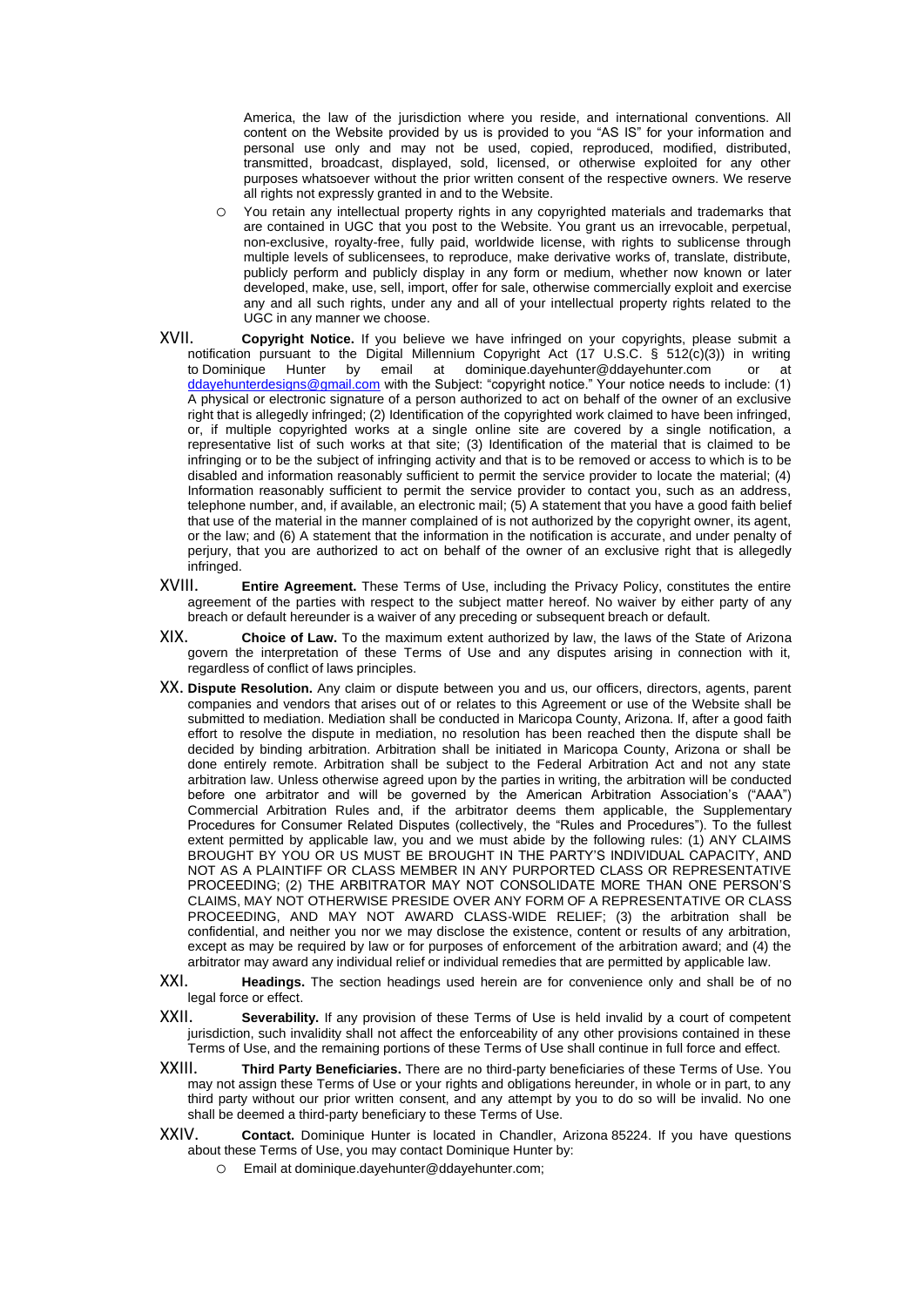America, the law of the jurisdiction where you reside, and international conventions. All content on the Website provided by us is provided to you "AS IS" for your information and personal use only and may not be used, copied, reproduced, modified, distributed, transmitted, broadcast, displayed, sold, licensed, or otherwise exploited for any other purposes whatsoever without the prior written consent of the respective owners. We reserve all rights not expressly granted in and to the Website.

- You retain any intellectual property rights in any copyrighted materials and trademarks that are contained in UGC that you post to the Website. You grant us an irrevocable, perpetual, non-exclusive, royalty-free, fully paid, worldwide license, with rights to sublicense through multiple levels of sublicensees, to reproduce, make derivative works of, translate, distribute, publicly perform and publicly display in any form or medium, whether now known or later developed, make, use, sell, import, offer for sale, otherwise commercially exploit and exercise any and all such rights, under any and all of your intellectual property rights related to the UGC in any manner we choose.

XVII. **Copyright Notice.** If you believe we have infringed on your copyrights, please submit a notification pursuant to the Digital Millennium Copyright Act (17 U.S.C. § 512(c)(3)) in writing to Dominique Hunter by email at dominique.dayehunter@ddayehunter.com or at ddayehunterdesigns@gmail.com with the Subject: "copyright notice." Your notice needs to include: (1) A physical or electronic signature of a person authorized to act on behalf of the owner of an exclusive right that is allegedly infringed; (2) Identification of the copyrighted work claimed to have been infringed, or, if multiple copyrighted works at a single online site are covered by a single notification, a representative list of such works at that site; (3) Identification of the material that is claimed to be infringing or to be the subject of infringing activity and that is to be removed or access to which is to be disabled and information reasonably sufficient to permit the service provider to locate the material; (4) Information reasonably sufficient to permit the service provider to contact you, such as an address, telephone number, and, if available, an electronic mail; (5) A statement that you have a good faith belief that use of the material in the manner complained of is not authorized by the copyright owner, its agent, or the law; and (6) A statement that the information in the notification is accurate, and under penalty of perjury, that you are authorized to act on behalf of the owner of an exclusive right that is allegedly infringed.

XVIII. **Entire Agreement.** These Terms of Use, including the Privacy Policy, constitutes the entire agreement of the parties with respect to the subject matter hereof. No waiver by either party of any breach or default hereunder is a waiver of any preceding or subsequent breach or default.

XIX. **Choice of Law.** To the maximum extent authorized by law, the laws of the State of Arizona govern the interpretation of these Terms of Use and any disputes arising in connection with it, regardless of conflict of laws principles.

XX. **Dispute Resolution.** Any claim or dispute between you and us, our officers, directors, agents, parent companies and vendors that arises out of or relates to this Agreement or use of the Website shall be submitted to mediation. Mediation shall be conducted in Maricopa County, Arizona. If, after a good faith effort to resolve the dispute in mediation, no resolution has been reached then the dispute shall be decided by binding arbitration. Arbitration shall be initiated in Maricopa County, Arizona or shall be done entirely remote. Arbitration shall be subject to the Federal Arbitration Act and not any state arbitration law. Unless otherwise agreed upon by the parties in writing, the arbitration will be conducted before one arbitrator and will be governed by the American Arbitration Association's ("AAA") Commercial Arbitration Rules and, if the arbitrator deems them applicable, the Supplementary Procedures for Consumer Related Disputes (collectively, the "Rules and Procedures"). To the fullest extent permitted by applicable law, you and we must abide by the following rules: (1) ANY CLAIMS BROUGHT BY YOU OR US MUST BE BROUGHT IN THE PARTY'S INDIVIDUAL CAPACITY, AND NOT AS A PLAINTIFF OR CLASS MEMBER IN ANY PURPORTED CLASS OR REPRESENTATIVE PROCEEDING; (2) THE ARBITRATOR MAY NOT CONSOLIDATE MORE THAN ONE PERSON'S CLAIMS, MAY NOT OTHERWISE PRESIDE OVER ANY FORM OF A REPRESENTATIVE OR CLASS PROCEEDING, AND MAY NOT AWARD CLASS-WIDE RELIEF; (3) the arbitration shall be confidential, and neither you nor we may disclose the existence, content or results of any arbitration, except as may be required by law or for purposes of enforcement of the arbitration award; and (4) the arbitrator may award any individual relief or individual remedies that are permitted by applicable law.

XXI. **Headings.** The section headings used herein are for convenience only and shall be of no legal force or effect.

XXII. **Severability.** If any provision of these Terms of Use is held invalid by a court of competent jurisdiction, such invalidity shall not affect the enforceability of any other provisions contained in these Terms of Use, and the remaining portions of these Terms of Use shall continue in full force and effect.

XXIII. **Third Party Beneficiaries.** There are no third-party beneficiaries of these Terms of Use. You may not assign these Terms of Use or your rights and obligations hereunder, in whole or in part, to any third party without our prior written consent, and any attempt by you to do so will be invalid. No one shall be deemed a third-party beneficiary to these Terms of Use.

XXIV. **Contact.** Dominique Hunter is located in Chandler, Arizona 85224. If you have questions about these Terms of Use, you may contact Dominique Hunter by:

- Email at dominique.dayehunter@ddayehunter.com;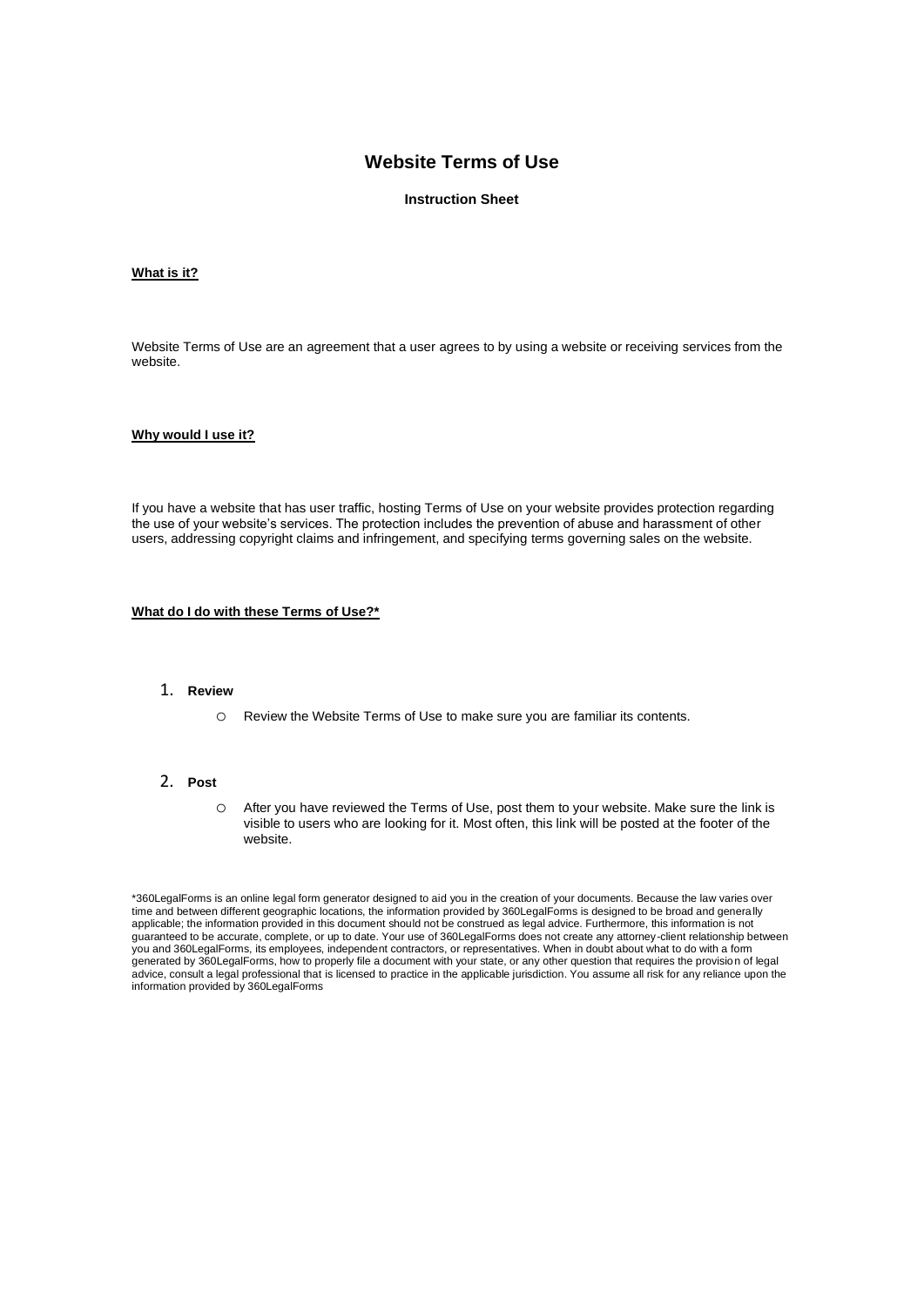# Website Terms of Use

**Instruction Sheet**

**What is it?**

Website Terms of Use are an agreement that a user agrees to by using a website or receiving services from the website.

**Why would I use it?**

If you have a website that has user traffic, hosting Terms of Use on your website provides protection regarding the use of your website's services. The protection includes the prevention of abuse and harassment of other users, addressing copyright claims and infringement, and specifying terms governing sales on the website.

**What do I do with these Terms of Use?***

1. **Review**
   - Review the Website Terms of Use to make sure you are familiar its contents.

2. **Post**
   - After you have reviewed the Terms of Use, post them to your website. Make sure the link is visible to users who are looking for it. Most often, this link will be posted at the footer of the website.

*360LegalForms is an online legal form generator designed to aid you in the creation of your documents. Because the law varies over time and between different geographic locations, the information provided by 360LegalForms is designed to be broad and generally applicable; the information provided in this document should not be construed as legal advice. Furthermore, this information is not guaranteed to be accurate, complete, or up to date. Your use of 360LegalForms does not create any attorney-client relationship between you and 360LegalForms, its employees, independent contractors, or representatives. When in doubt about what to do with a form generated by 360LegalForms, how to properly file a document with your state, or any other question that requires the provision of legal advice, consult a legal professional that is licensed to practice in the applicable jurisdiction. You assume all risk for any reliance upon the information provided by 360LegalForms